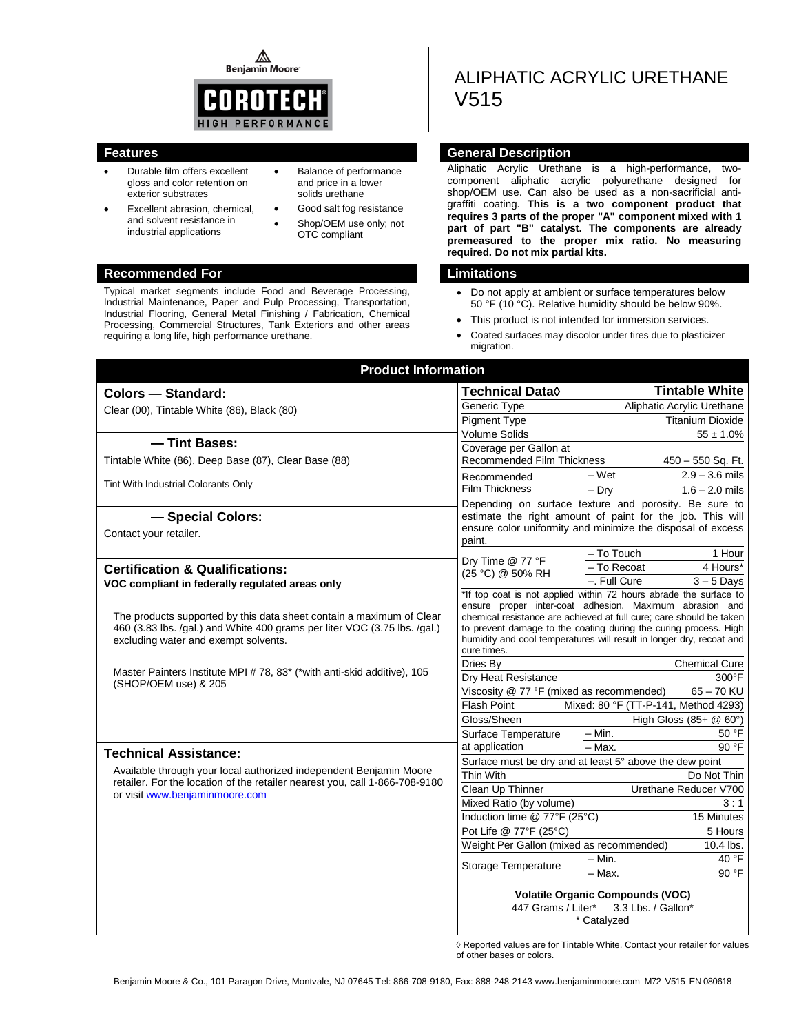Benjamin Moore

COROTECH
HIGH PERFORMANCE

# ALIPHATIC ACRYLIC URETHANE V515

## Features

- Durable film offers excellent gloss and color retention on exterior substrates
- Excellent abrasion, chemical, and solvent resistance in industrial applications
- Balance of performance and price in a lower solids urethane
- Good salt fog resistance
- Shop/OEM use only; not OTC compliant

## Recommended For

Typical market segments include Food and Beverage Processing, Industrial Maintenance, Paper and Pulp Processing, Transportation, Industrial Flooring, General Metal Finishing / Fabrication, Chemical Processing, Commercial Structures, Tank Exteriors and other areas requiring a long life, high performance urethane.

## General Description

Aliphatic Acrylic Urethane is a high-performance, two-component aliphatic acrylic polyurethane designed for shop/OEM use. Can also be used as a non-sacrificial anti-graffiti coating. **This is a two component product that requires 3 parts of the proper "A" component mixed with 1 part of part "B" catalyst. The components are already premeasured to the proper mix ratio. No measuring required. Do not mix partial kits.**

## Limitations

- Do not apply at ambient or surface temperatures below 50 °F (10 °C). Relative humidity should be below 90%.
- This product is not intended for immersion services.
- Coated surfaces may discolor under tires due to plasticizer migration.

## Product Information

### Colors — Standard:

Clear (00), Tintable White (86), Black (80)

### — Tint Bases:

Tintable White (86), Deep Base (87), Clear Base (88)

Tint With Industrial Colorants Only

### — Special Colors:

Contact your retailer.

### Certification & Qualifications:

**VOC compliant in federally regulated areas only**

The products supported by this data sheet contain a maximum of Clear 460 (3.83 lbs. /gal.) and White 400 grams per liter VOC (3.75 lbs. /gal.) excluding water and exempt solvents.

Master Painters Institute MPI # 78, 83* (*with anti-skid additive), 105 (SHOP/OEM use) & 205

### Technical Assistance:

Available through your local authorized independent Benjamin Moore retailer. For the location of the retailer nearest you, call 1-866-708-9180 or visit www.benjaminmoore.com

| Technical Data◊ | | Tintable White |
|---|---|---|
| Generic Type | | Aliphatic Acrylic Urethane |
| Pigment Type | | Titanium Dioxide |
| Volume Solids | | 55 ± 1.0% |
| Coverage per Gallon at Recommended Film Thickness | | 450 – 550 Sq. Ft. |
| Recommended Film Thickness | – Wet | 2.9 – 3.6 mils |
| | – Dry | 1.6 – 2.0 mils |
| Depending on surface texture and porosity. Be sure to estimate the right amount of paint for the job. This will ensure color uniformity and minimize the disposal of excess paint. | | |
| Dry Time @ 77 °F (25 °C) @ 50% RH | – To Touch | 1 Hour |
| | – To Recoat | 4 Hours* |
| | –. Full Cure | 3 – 5 Days |
| *If top coat is not applied within 72 hours abrade the surface to ensure proper inter-coat adhesion. Maximum abrasion and chemical resistance are achieved at full cure; care should be taken to prevent damage to the coating during the curing process. High humidity and cool temperatures will result in longer dry, recoat and cure times. | | |
| Dries By | | Chemical Cure |
| Dry Heat Resistance | | 300°F |
| Viscosity @ 77 °F (mixed as recommended) | | 65 – 70 KU |
| Flash Point | | Mixed: 80 °F (TT-P-141, Method 4293) |
| Gloss/Sheen | | High Gloss (85+ @ 60°) |
| Surface Temperature at application | – Min. | 50 °F |
| | – Max. | 90 °F |
| Surface must be dry and at least 5° above the dew point | | |
| Thin With | | Do Not Thin |
| Clean Up Thinner | | Urethane Reducer V700 |
| Mixed Ratio (by volume) | | 3 : 1 |
| Induction time @ 77°F (25°C) | | 15 Minutes |
| Pot Life @ 77°F (25°C) | | 5 Hours |
| Weight Per Gallon (mixed as recommended) | | 10.4 lbs. |
| Storage Temperature | – Min. | 40 °F |
| | – Max. | 90 °F |

**Volatile Organic Compounds (VOC)**
447 Grams / Liter* 3.3 Lbs. / Gallon*
* Catalyzed

◊ Reported values are for Tintable White. Contact your retailer for values of other bases or colors.

Benjamin Moore & Co., 101 Paragon Drive, Montvale, NJ 07645 Tel: 866-708-9180, Fax: 888-248-2143 www.benjaminmoore.com M72 V515 EN 080618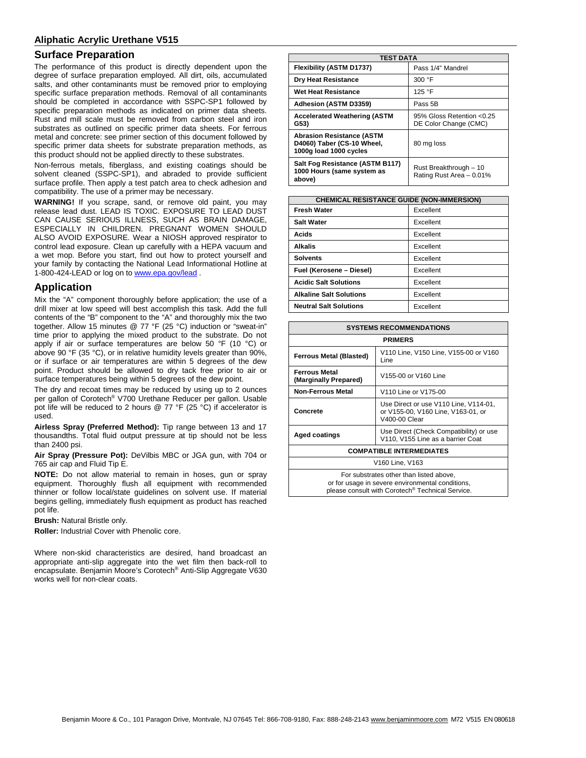## Surface Preparation

The performance of this product is directly dependent upon the degree of surface preparation employed. All dirt, oils, accumulated salts, and other contaminants must be removed prior to employing specific surface preparation methods. Removal of all contaminants should be completed in accordance with SSPC-SP1 followed by specific preparation methods as indicated on primer data sheets. Rust and mill scale must be removed from carbon steel and iron substrates as outlined on specific primer data sheets. For ferrous metal and concrete: see primer section of this document followed by specific primer data sheets for substrate preparation methods, as this product should not be applied directly to these substrates.

Non-ferrous metals, fiberglass, and existing coatings should be solvent cleaned (SSPC-SP1), and abraded to provide sufficient surface profile. Then apply a test patch area to check adhesion and compatibility. The use of a primer may be necessary.

**WARNING!** If you scrape, sand, or remove old paint, you may release lead dust. LEAD IS TOXIC. EXPOSURE TO LEAD DUST CAN CAUSE SERIOUS ILLNESS, SUCH AS BRAIN DAMAGE, ESPECIALLY IN CHILDREN. PREGNANT WOMEN SHOULD ALSO AVOID EXPOSURE. Wear a NIOSH approved respirator to control lead exposure. Clean up carefully with a HEPA vacuum and a wet mop. Before you start, find out how to protect yourself and your family by contacting the National Lead Informational Hotline at 1-800-424-LEAD or log on to www.epa.gov/lead .

## Application

Mix the "A" component thoroughly before application; the use of a drill mixer at low speed will best accomplish this task. Add the full contents of the "B" component to the "A" and thoroughly mix the two together. Allow 15 minutes @ 77 °F (25 °C) induction or "sweat-in" time prior to applying the mixed product to the substrate. Do not apply if air or surface temperatures are below 50 °F (10 °C) or above 90 °F (35 °C), or in relative humidity levels greater than 90%, or if surface or air temperatures are within 5 degrees of the dew point. Product should be allowed to dry tack free prior to air or surface temperatures being within 5 degrees of the dew point.

The dry and recoat times may be reduced by using up to 2 ounces per gallon of Corotech® V700 Urethane Reducer per gallon. Usable pot life will be reduced to 2 hours @ 77 °F (25 °C) if accelerator is used.

**Airless Spray (Preferred Method):** Tip range between 13 and 17 thousandths. Total fluid output pressure at tip should not be less than 2400 psi.

**Air Spray (Pressure Pot):** DeVilbis MBC or JGA gun, with 704 or 765 air cap and Fluid Tip E.

**NOTE:** Do not allow material to remain in hoses, gun or spray equipment. Thoroughly flush all equipment with recommended thinner or follow local/state guidelines on solvent use. If material begins gelling, immediately flush equipment as product has reached pot life.

**Brush:** Natural Bristle only.

**Roller:** Industrial Cover with Phenolic core.

Where non-skid characteristics are desired, hand broadcast an appropriate anti-slip aggregate into the wet film then back-roll to encapsulate. Benjamin Moore's Corotech® Anti-Slip Aggregate V630 works well for non-clear coats.

| TEST DATA | |
|---|---|
| **Flexibility (ASTM D1737)** | Pass 1/4" Mandrel |
| **Dry Heat Resistance** | 300 °F |
| **Wet Heat Resistance** | 125 °F |
| **Adhesion (ASTM D3359)** | Pass 5B |
| **Accelerated Weathering (ASTM G53)** | 95% Gloss Retention <0.25 DE Color Change (CMC) |
| **Abrasion Resistance (ASTM D4060) Taber (CS-10 Wheel, 1000g load 1000 cycles** | 80 mg loss |
| **Salt Fog Resistance (ASTM B117) 1000 Hours (same system as above)** | Rust Breakthrough – 10 Rating Rust Area – 0.01% |

| CHEMICAL RESISTANCE GUIDE (NON-IMMERSION) | |
|---|---|
| **Fresh Water** | Excellent |
| **Salt Water** | Excellent |
| **Acids** | Excellent |
| **Alkalis** | Excellent |
| **Solvents** | Excellent |
| **Fuel (Kerosene – Diesel)** | Excellent |
| **Acidic Salt Solutions** | Excellent |
| **Alkaline Salt Solutions** | Excellent |
| **Neutral Salt Solutions** | Excellent |

| SYSTEMS RECOMMENDATIONS | |
|---|---|
| **PRIMERS** | |
| **Ferrous Metal (Blasted)** | V110 Line, V150 Line, V155-00 or V160 Line |
| **Ferrous Metal (Marginally Prepared)** | V155-00 or V160 Line |
| **Non-Ferrous Metal** | V110 Line or V175-00 |
| **Concrete** | Use Direct or use V110 Line, V114-01, or V155-00, V160 Line, V163-01, or V400-00 Clear |
| **Aged coatings** | Use Direct (Check Compatibility) or use V110, V155 Line as a barrier Coat |
| **COMPATIBLE INTERMEDIATES** | |
| V160 Line, V163 | |
| For substrates other than listed above, or for usage in severe environmental conditions, please consult with Corotech® Technical Service. | |

Benjamin Moore & Co., 101 Paragon Drive, Montvale, NJ 07645 Tel: 866-708-9180, Fax: 888-248-2143 www.benjaminmoore.com M72 V515 EN 080618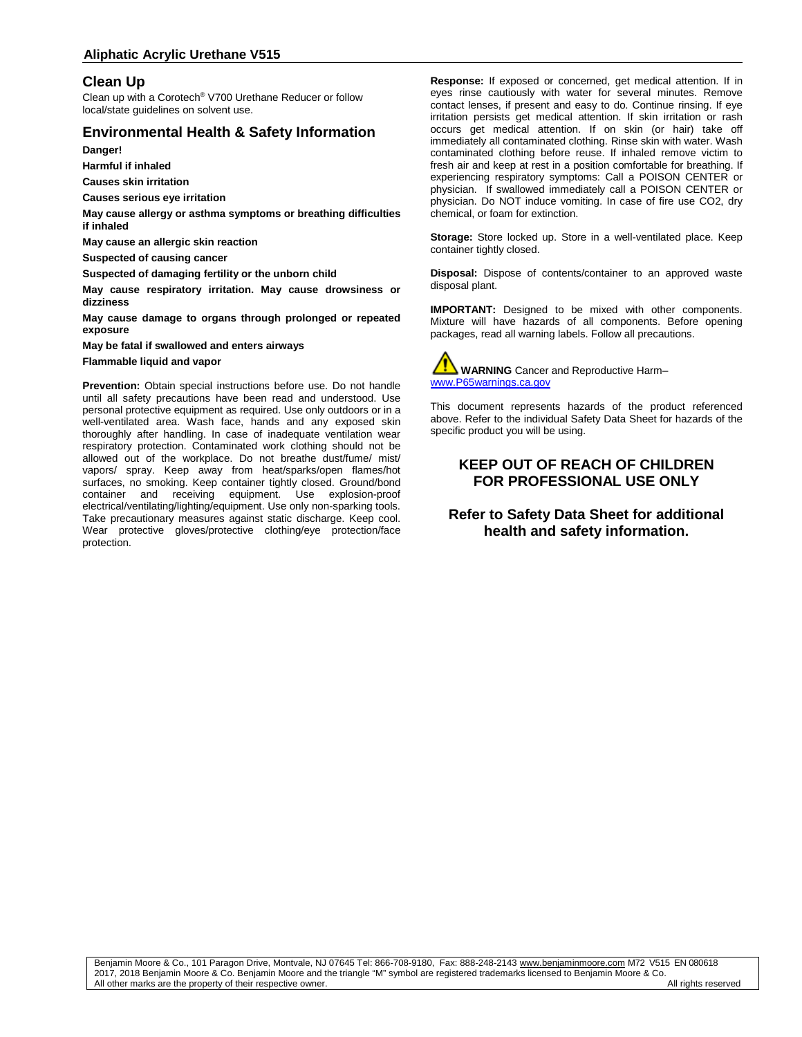## Clean Up

Clean up with a Corotech® V700 Urethane Reducer or follow local/state guidelines on solvent use.

## Environmental Health & Safety Information

**Danger!**

**Harmful if inhaled**

**Causes skin irritation**

**Causes serious eye irritation**

**May cause allergy or asthma symptoms or breathing difficulties if inhaled**

**May cause an allergic skin reaction**

**Suspected of causing cancer**

**Suspected of damaging fertility or the unborn child**

**May cause respiratory irritation. May cause drowsiness or dizziness**

**May cause damage to organs through prolonged or repeated exposure**

**May be fatal if swallowed and enters airways**

**Flammable liquid and vapor**

**Prevention:** Obtain special instructions before use. Do not handle until all safety precautions have been read and understood. Use personal protective equipment as required. Use only outdoors or in a well-ventilated area. Wash face, hands and any exposed skin thoroughly after handling. In case of inadequate ventilation wear respiratory protection. Contaminated work clothing should not be allowed out of the workplace. Do not breathe dust/fume/ mist/ vapors/ spray. Keep away from heat/sparks/open flames/hot surfaces, no smoking. Keep container tightly closed. Ground/bond container and receiving equipment. Use explosion-proof electrical/ventilating/lighting/equipment. Use only non-sparking tools. Take precautionary measures against static discharge. Keep cool. Wear protective gloves/protective clothing/eye protection/face protection.

**Response:** If exposed or concerned, get medical attention. If in eyes rinse cautiously with water for several minutes. Remove contact lenses, if present and easy to do. Continue rinsing. If eye irritation persists get medical attention. If skin irritation or rash occurs get medical attention. If on skin (or hair) take off immediately all contaminated clothing. Rinse skin with water. Wash contaminated clothing before reuse. If inhaled remove victim to fresh air and keep at rest in a position comfortable for breathing. If experiencing respiratory symptoms: Call a POISON CENTER or physician. If swallowed immediately call a POISON CENTER or physician. Do NOT induce vomiting. In case of fire use CO2, dry chemical, or foam for extinction.

**Storage:** Store locked up. Store in a well-ventilated place. Keep container tightly closed.

**Disposal:** Dispose of contents/container to an approved waste disposal plant.

**IMPORTANT:** Designed to be mixed with other components. Mixture will have hazards of all components. Before opening packages, read all warning labels. Follow all precautions.

**WARNING** Cancer and Reproductive Harm– www.P65warnings.ca.gov

This document represents hazards of the product referenced above. Refer to the individual Safety Data Sheet for hazards of the specific product you will be using.

**KEEP OUT OF REACH OF CHILDREN**
**FOR PROFESSIONAL USE ONLY**

**Refer to Safety Data Sheet for additional health and safety information.**

Benjamin Moore & Co., 101 Paragon Drive, Montvale, NJ 07645 Tel: 866-708-9180, Fax: 888-248-2143 www.benjaminmoore.com M72 V515 EN 080618
2017, 2018 Benjamin Moore & Co. Benjamin Moore and the triangle "M" symbol are registered trademarks licensed to Benjamin Moore & Co.
All other marks are the property of their respective owner. All rights reserved